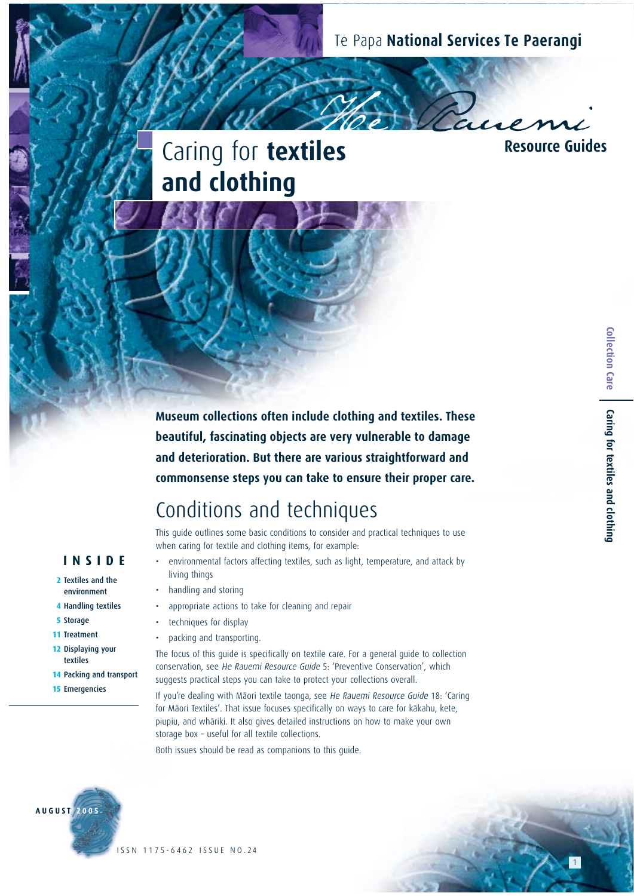Te Papa **National Services Te Paerangi**

He Rauemi **Resource Guides**

# Caring for **textiles and clothing**

**Museum collections often include clothing and textiles. These beautiful, fascinating objects are very vulnerable to damage and deterioration. But there are various straightforward and commonsense steps you can take to ensure their proper care.**

## Conditions and techniques

This guide outlines some basic conditions to consider and practical techniques to use when caring for textile and clothing items, for example:

- environmental factors affecting textiles, such as light, temperature, and attack by living things
- handling and storing
- appropriate actions to take for cleaning and repair
- techniques for display
- packing and transporting.

The focus of this guide is specifically on textile care. For a general guide to collection conservation, see *He Rauemi Resource Guide* 5: 'Preventive Conservation', which suggests practical steps you can take to protect your collections overall.

If you're dealing with Māori textile taonga, see *He Rauemi Resource Guide* 18: 'Caring for Māori Textiles'. That issue focuses specifically on ways to care for kākahu, kete, piupiu, and whāriki. It also gives detailed instructions on how to make your own storage box – useful for all textile collections.

Both issues should be read as companions to this guide.

**INSIDE**

- **2** Textiles and the environment
- **4** Handling textiles
- **5** Storage
- **11** Treatment
- **12** Displaying your textiles
- **14** Packing and transport
- **15** Emergencies

**Collection Care** | **Caring for textiles and clothing**

AUGUST 2005

ISSN 1175-6462 ISSUE NO.24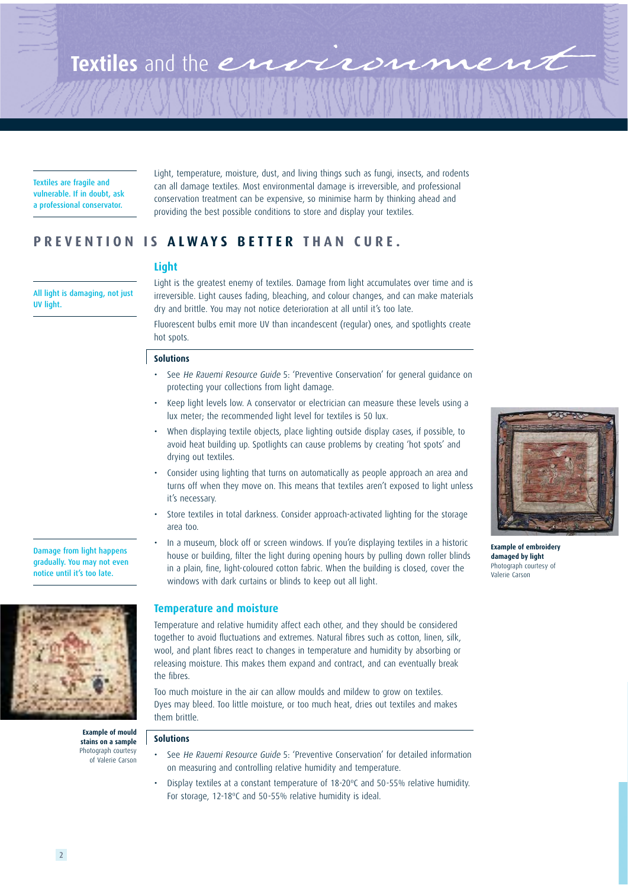# **Textiles** and the environment

Textiles are fragile and vulnerable. If in doubt, ask a professional conservator.

Light, temperature, moisture, dust, and living things such as fungi, insects, and rodents can all damage textiles. Most environmental damage is irreversible, and professional conservation treatment can be expensive, so minimise harm by thinking ahead and providing the best possible conditions to store and display your textiles.

## PREVENTION IS **ALWAYS BETTER** THAN CURE.

### Light

All light is damaging, not just UV light.

Light is the greatest enemy of textiles. Damage from light accumulates over time and is irreversible. Light causes fading, bleaching, and colour changes, and can make materials dry and brittle. You may not notice deterioration at all until it's too late.

Fluorescent bulbs emit more UV than incandescent (regular) ones, and spotlights create hot spots.

#### Solutions

- See *He Rauemi Resource Guide* 5: 'Preventive Conservation' for general guidance on protecting your collections from light damage.
- Keep light levels low. A conservator or electrician can measure these levels using a lux meter; the recommended light level for textiles is 50 lux.
- When displaying textile objects, place lighting outside display cases, if possible, to avoid heat building up. Spotlights can cause problems by creating 'hot spots' and drying out textiles.
- Consider using lighting that turns on automatically as people approach an area and turns off when they move on. This means that textiles aren't exposed to light unless it's necessary.
- Store textiles in total darkness. Consider approach-activated lighting for the storage area too.
- In a museum, block off or screen windows. If you're displaying textiles in a historic house or building, filter the light during opening hours by pulling down roller blinds in a plain, fine, light-coloured cotton fabric. When the building is closed, cover the windows with dark curtains or blinds to keep out all light.

Damage from light happens gradually. You may not even notice until it's too late.

**Example of embroidery damaged by light**
Photograph courtesy of Valerie Carson

### Temperature and moisture

Temperature and relative humidity affect each other, and they should be considered together to avoid fluctuations and extremes. Natural fibres such as cotton, linen, silk, wool, and plant fibres react to changes in temperature and humidity by absorbing or releasing moisture. This makes them expand and contract, and can eventually break the fibres.

Too much moisture in the air can allow moulds and mildew to grow on textiles. Dyes may bleed. Too little moisture, or too much heat, dries out textiles and makes them brittle.

**Example of mould stains on a sample**
Photograph courtesy of Valerie Carson

#### Solutions

- See *He Rauemi Resource Guide* 5: 'Preventive Conservation' for detailed information on measuring and controlling relative humidity and temperature.
- Display textiles at a constant temperature of 18-20°C and 50-55% relative humidity. For storage, 12-18°C and 50-55% relative humidity is ideal.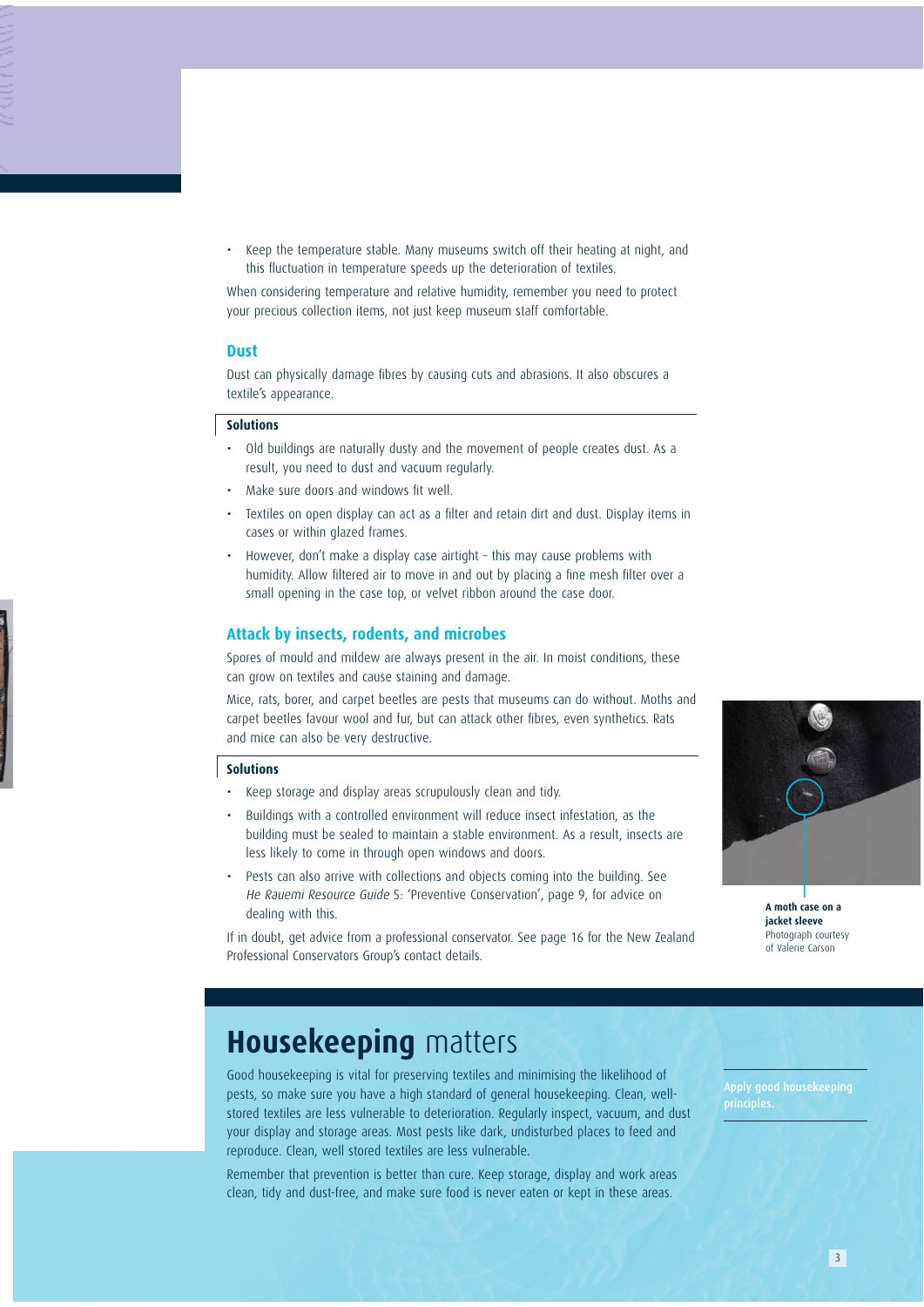- Keep the temperature stable. Many museums switch off their heating at night, and this fluctuation in temperature speeds up the deterioration of textiles.

When considering temperature and relative humidity, remember you need to protect your precious collection items, not just keep museum staff comfortable.

### Dust

Dust can physically damage fibres by causing cuts and abrasions. It also obscures a textile's appearance.

**Solutions**

- Old buildings are naturally dusty and the movement of people creates dust. As a result, you need to dust and vacuum regularly.
- Make sure doors and windows fit well.
- Textiles on open display can act as a filter and retain dirt and dust. Display items in cases or within glazed frames.
- However, don't make a display case airtight – this may cause problems with humidity. Allow filtered air to move in and out by placing a fine mesh filter over a small opening in the case top, or velvet ribbon around the case door.

### Attack by insects, rodents, and microbes

Spores of mould and mildew are always present in the air. In moist conditions, these can grow on textiles and cause staining and damage.

Mice, rats, borer, and carpet beetles are pests that museums can do without. Moths and carpet beetles favour wool and fur, but can attack other fibres, even synthetics. Rats and mice can also be very destructive.

**Solutions**

- Keep storage and display areas scrupulously clean and tidy.
- Buildings with a controlled environment will reduce insect infestation, as the building must be sealed to maintain a stable environment. As a result, insects are less likely to come in through open windows and doors.
- Pests can also arrive with collections and objects coming into the building. See *He Rauemi Resource Guide* 5: 'Preventive Conservation', page 9, for advice on dealing with this.

If in doubt, get advice from a professional conservator. See page 16 for the New Zealand Professional Conservators Group's contact details.

**A moth case on a jacket sleeve**
Photograph courtesy of Valerie Carson

## **Housekeeping** matters

Good housekeeping is vital for preserving textiles and minimising the likelihood of pests, so make sure you have a high standard of general housekeeping. Clean, well-stored textiles are less vulnerable to deterioration. Regularly inspect, vacuum, and dust your display and storage areas. Most pests like dark, undisturbed places to feed and reproduce. Clean, well stored textiles are less vulnerable.

Remember that prevention is better than cure. Keep storage, display and work areas clean, tidy and dust-free, and make sure food is never eaten or kept in these areas.

Apply good housekeeping principles.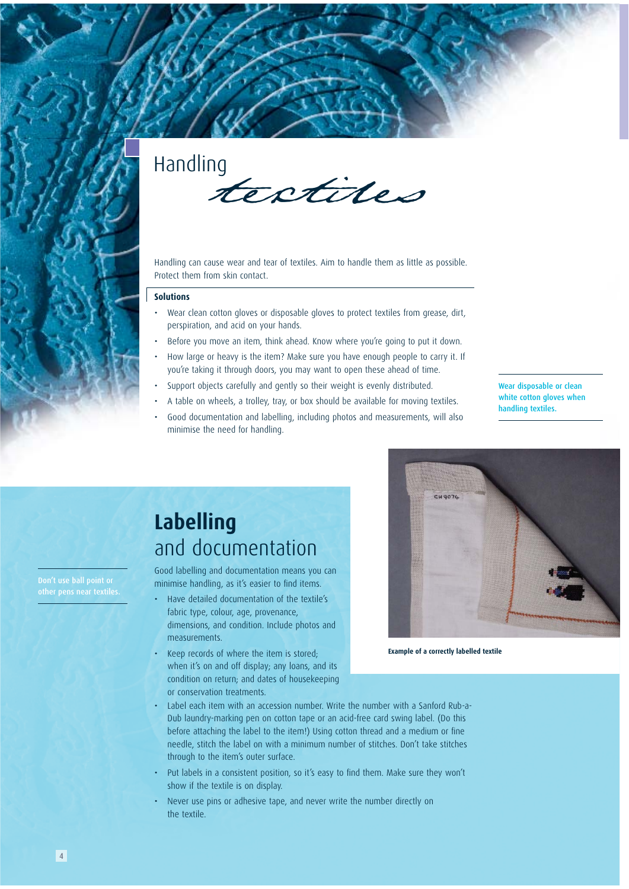# Handling *textiles*

Handling can cause wear and tear of textiles. Aim to handle them as little as possible. Protect them from skin contact.

**Solutions**

- Wear clean cotton gloves or disposable gloves to protect textiles from grease, dirt, perspiration, and acid on your hands.
- Before you move an item, think ahead. Know where you're going to put it down.
- How large or heavy is the item? Make sure you have enough people to carry it. If you're taking it through doors, you may want to open these ahead of time.
- Support objects carefully and gently so their weight is evenly distributed.
- A table on wheels, a trolley, tray, or box should be available for moving textiles.
- Good documentation and labelling, including photos and measurements, will also minimise the need for handling.

**Wear disposable or clean white cotton gloves when handling textiles.**

## Labelling and documentation

**Don't use ball point or other pens near textiles.**

Good labelling and documentation means you can minimise handling, as it's easier to find items.

- Have detailed documentation of the textile's fabric type, colour, age, provenance, dimensions, and condition. Include photos and measurements.
- Keep records of where the item is stored; when it's on and off display; any loans, and its condition on return; and dates of housekeeping or conservation treatments.
- Label each item with an accession number. Write the number with a Sanford Rub-a-Dub laundry-marking pen on cotton tape or an acid-free card swing label. (Do this before attaching the label to the item!) Using cotton thread and a medium or fine needle, stitch the label on with a minimum number of stitches. Don't take stitches through to the item's outer surface.
- Put labels in a consistent position, so it's easy to find them. Make sure they won't show if the textile is on display.
- Never use pins or adhesive tape, and never write the number directly on the textile.

**Example of a correctly labelled textile**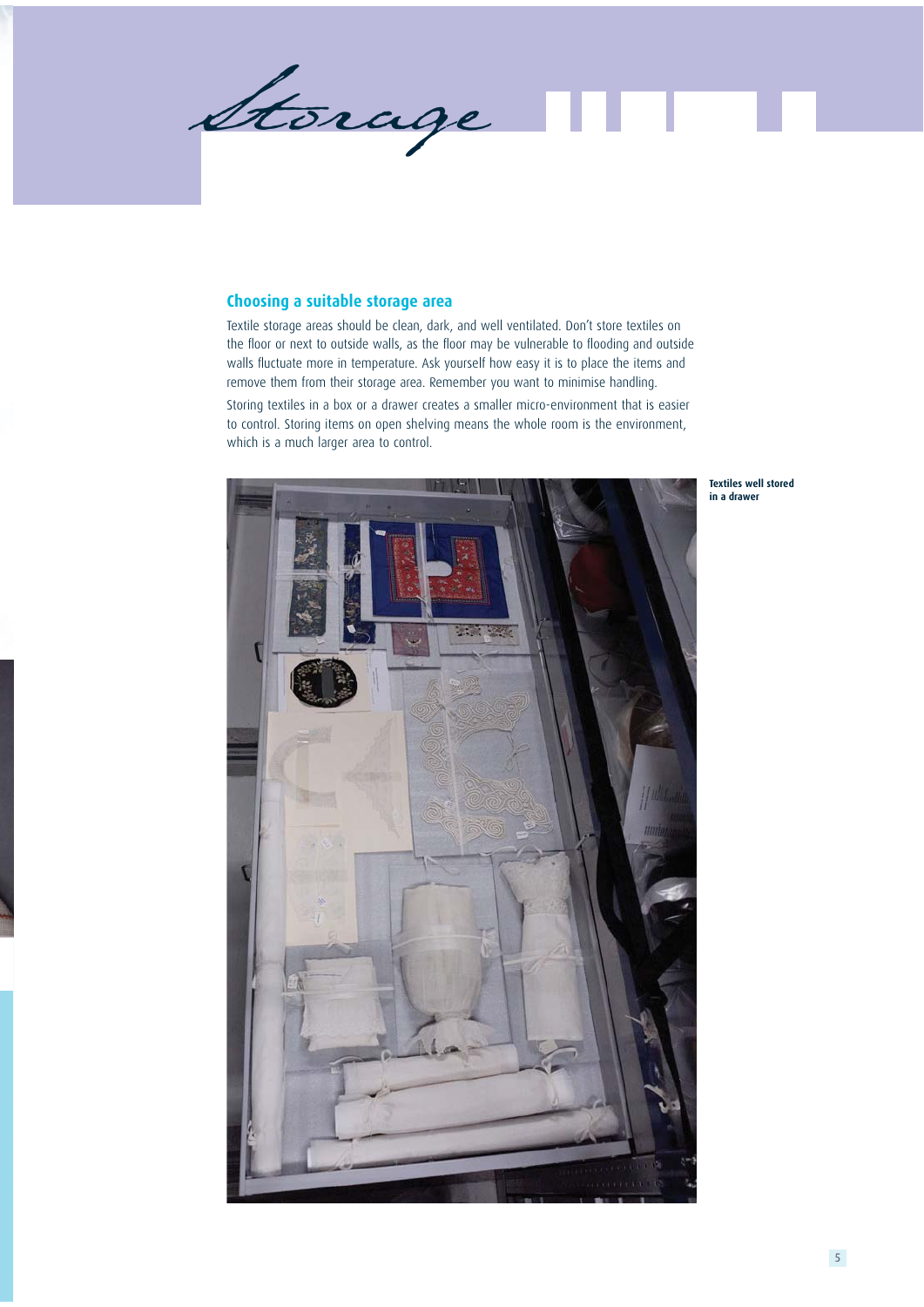# Storage

## Choosing a suitable storage area

Textile storage areas should be clean, dark, and well ventilated. Don't store textiles on the floor or next to outside walls, as the floor may be vulnerable to flooding and outside walls fluctuate more in temperature. Ask yourself how easy it is to place the items and remove them from their storage area. Remember you want to minimise handling.

Storing textiles in a box or a drawer creates a smaller micro-environment that is easier to control. Storing items on open shelving means the whole room is the environment, which is a much larger area to control.

**Textiles well stored in a drawer**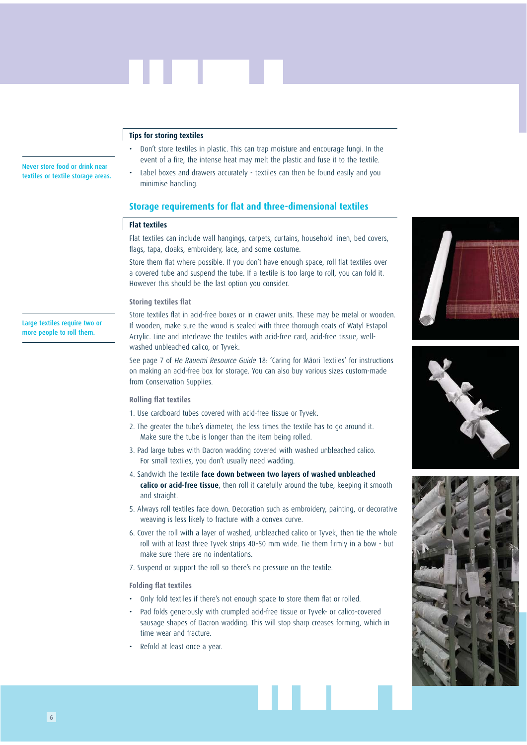### Tips for storing textiles

- Don't store textiles in plastic. This can trap moisture and encourage fungi. In the event of a fire, the intense heat may melt the plastic and fuse it to the textile.
- Label boxes and drawers accurately - textiles can then be found easily and you minimise handling.

Never store food or drink near textiles or textile storage areas.

## Storage requirements for flat and three-dimensional textiles

### Flat textiles

Flat textiles can include wall hangings, carpets, curtains, household linen, bed covers, flags, tapa, cloaks, embroidery, lace, and some costume.

Store them flat where possible. If you don't have enough space, roll flat textiles over a covered tube and suspend the tube. If a textile is too large to roll, you can fold it. However this should be the last option you consider.

#### Storing textiles flat

Store textiles flat in acid-free boxes or in drawer units. These may be metal or wooden. If wooden, make sure the wood is sealed with three thorough coats of Watyl Estapol Acrylic. Line and interleave the textiles with acid-free card, acid-free tissue, well-washed unbleached calico, or Tyvek.

See page 7 of *He Rauemi Resource Guide* 18: 'Caring for Māori Textiles' for instructions on making an acid-free box for storage. You can also buy various sizes custom-made from Conservation Supplies.

Large textiles require two or more people to roll them.

#### Rolling flat textiles

1. Use cardboard tubes covered with acid-free tissue or Tyvek.
2. The greater the tube's diameter, the less times the textile has to go around it. Make sure the tube is longer than the item being rolled.
3. Pad large tubes with Dacron wadding covered with washed unbleached calico. For small textiles, you don't usually need wadding.
4. Sandwich the textile **face down between two layers of washed unbleached calico or acid-free tissue**, then roll it carefully around the tube, keeping it smooth and straight.
5. Always roll textiles face down. Decoration such as embroidery, painting, or decorative weaving is less likely to fracture with a convex curve.
6. Cover the roll with a layer of washed, unbleached calico or Tyvek, then tie the whole roll with at least three Tyvek strips 40-50 mm wide. Tie them firmly in a bow - but make sure there are no indentations.
7. Suspend or support the roll so there's no pressure on the textile.

#### Folding flat textiles

- Only fold textiles if there's not enough space to store them flat or rolled.
- Pad folds generously with crumpled acid-free tissue or Tyvek- or calico-covered sausage shapes of Dacron wadding. This will stop sharp creases forming, which in time wear and fracture.
- Refold at least once a year.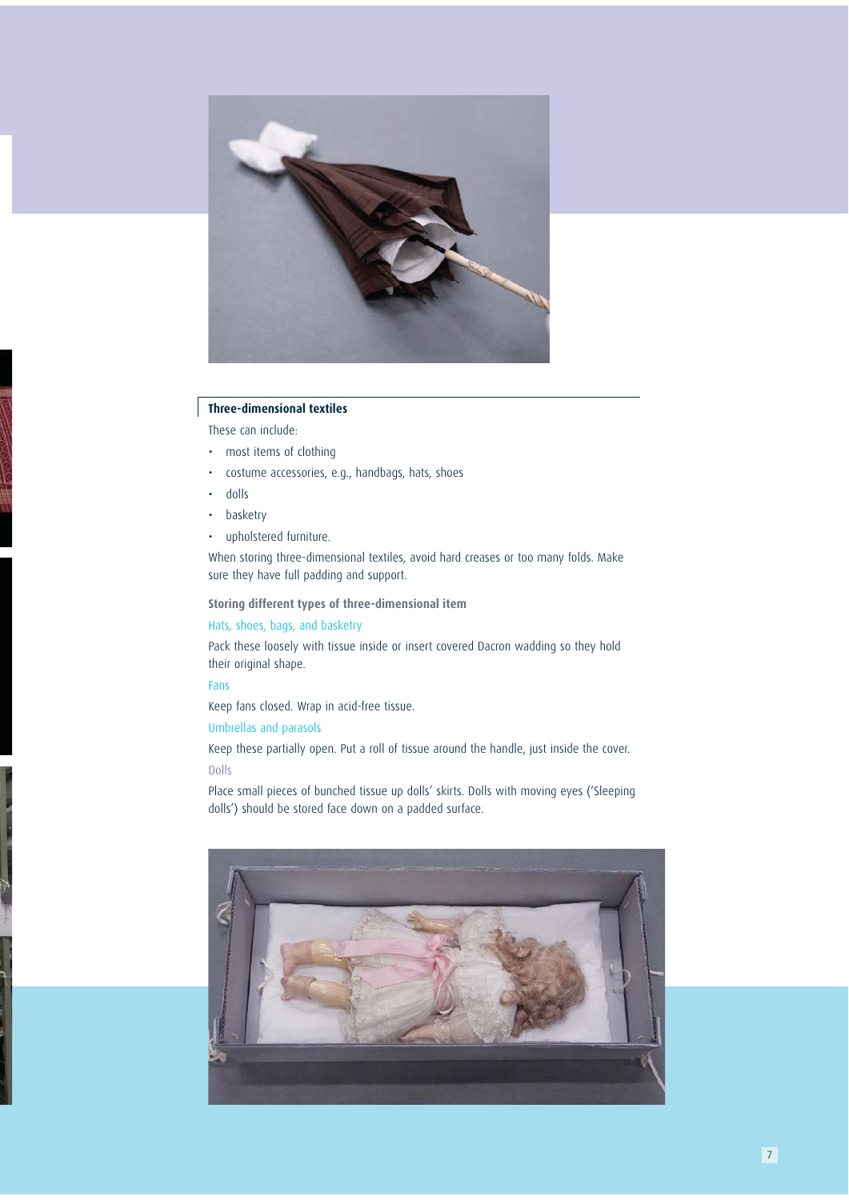## Three-dimensional textiles

These can include:

- most items of clothing
- costume accessories, e.g., handbags, hats, shoes
- dolls
- basketry
- upholstered furniture.

When storing three-dimensional textiles, avoid hard creases or too many folds. Make sure they have full padding and support.

### Storing different types of three-dimensional item

#### Hats, shoes, bags, and basketry

Pack these loosely with tissue inside or insert covered Dacron wadding so they hold their original shape.

#### Fans

Keep fans closed. Wrap in acid-free tissue.

#### Umbrellas and parasols

Keep these partially open. Put a roll of tissue around the handle, just inside the cover.

#### Dolls

Place small pieces of bunched tissue up dolls' skirts. Dolls with moving eyes ('Sleeping dolls') should be stored face down on a padded surface.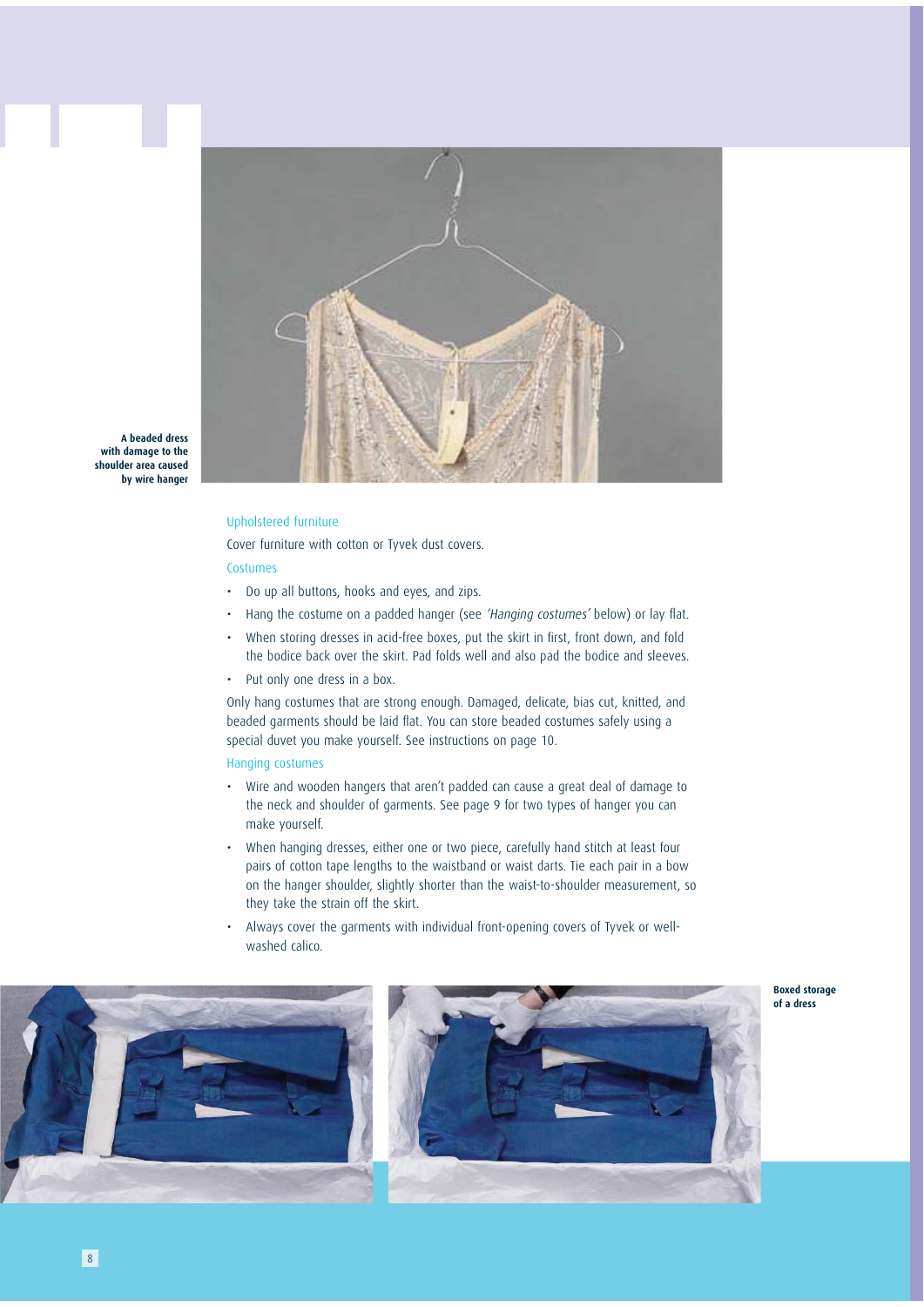A beaded dress with damage to the shoulder area caused by wire hanger

### Upholstered furniture

Cover furniture with cotton or Tyvek dust covers.

### Costumes

- Do up all buttons, hooks and eyes, and zips.
- Hang the costume on a padded hanger (see *'Hanging costumes'* below) or lay flat.
- When storing dresses in acid-free boxes, put the skirt in first, front down, and fold the bodice back over the skirt. Pad folds well and also pad the bodice and sleeves.
- Put only one dress in a box.

Only hang costumes that are strong enough. Damaged, delicate, bias cut, knitted, and beaded garments should be laid flat. You can store beaded costumes safely using a special duvet you make yourself. See instructions on page 10.

### Hanging costumes

- Wire and wooden hangers that aren't padded can cause a great deal of damage to the neck and shoulder of garments. See page 9 for two types of hanger you can make yourself.
- When hanging dresses, either one or two piece, carefully hand stitch at least four pairs of cotton tape lengths to the waistband or waist darts. Tie each pair in a bow on the hanger shoulder, slightly shorter than the waist-to-shoulder measurement, so they take the strain off the skirt.
- Always cover the garments with individual front-opening covers of Tyvek or well-washed calico.

Boxed storage of a dress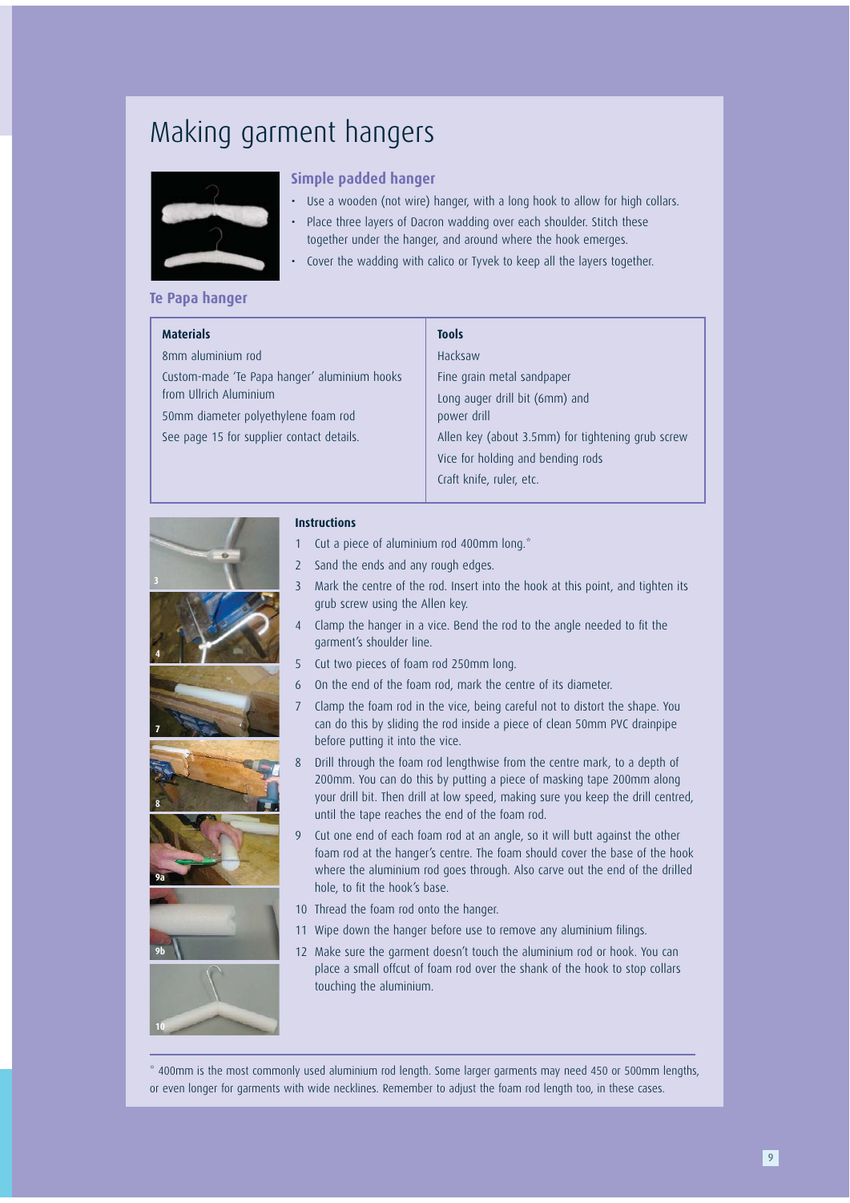# Making garment hangers

## Simple padded hanger

- Use a wooden (not wire) hanger, with a long hook to allow for high collars.
- Place three layers of Dacron wadding over each shoulder. Stitch these together under the hanger, and around where the hook emerges.
- Cover the wadding with calico or Tyvek to keep all the layers together.

## Te Papa hanger

| Materials | Tools |
|---|---|
| 8mm aluminium rod | Hacksaw |
| Custom-made 'Te Papa hanger' aluminium hooks from Ullrich Aluminium | Fine grain metal sandpaper |
| 50mm diameter polyethylene foam rod | Long auger drill bit (6mm) and power drill |
| See page 15 for supplier contact details. | Allen key (about 3.5mm) for tightening grub screw |
| | Vice for holding and bending rods |
| | Craft knife, ruler, etc. |

### Instructions

1. Cut a piece of aluminium rod 400mm long.*
2. Sand the ends and any rough edges.
3. Mark the centre of the rod. Insert into the hook at this point, and tighten its grub screw using the Allen key.
4. Clamp the hanger in a vice. Bend the rod to the angle needed to fit the garment's shoulder line.
5. Cut two pieces of foam rod 250mm long.
6. On the end of the foam rod, mark the centre of its diameter.
7. Clamp the foam rod in the vice, being careful not to distort the shape. You can do this by sliding the rod inside a piece of clean 50mm PVC drainpipe before putting it into the vice.
8. Drill through the foam rod lengthwise from the centre mark, to a depth of 200mm. You can do this by putting a piece of masking tape 200mm along your drill bit. Then drill at low speed, making sure you keep the drill centred, until the tape reaches the end of the foam rod.
9. Cut one end of each foam rod at an angle, so it will butt against the other foam rod at the hanger's centre. The foam should cover the base of the hook where the aluminium rod goes through. Also carve out the end of the drilled hole, to fit the hook's base.
10. Thread the foam rod onto the hanger.
11. Wipe down the hanger before use to remove any aluminium filings.
12. Make sure the garment doesn't touch the aluminium rod or hook. You can place a small offcut of foam rod over the shank of the hook to stop collars touching the aluminium.

* 400mm is the most commonly used aluminium rod length. Some larger garments may need 450 or 500mm lengths, or even longer for garments with wide necklines. Remember to adjust the foam rod length too, in these cases.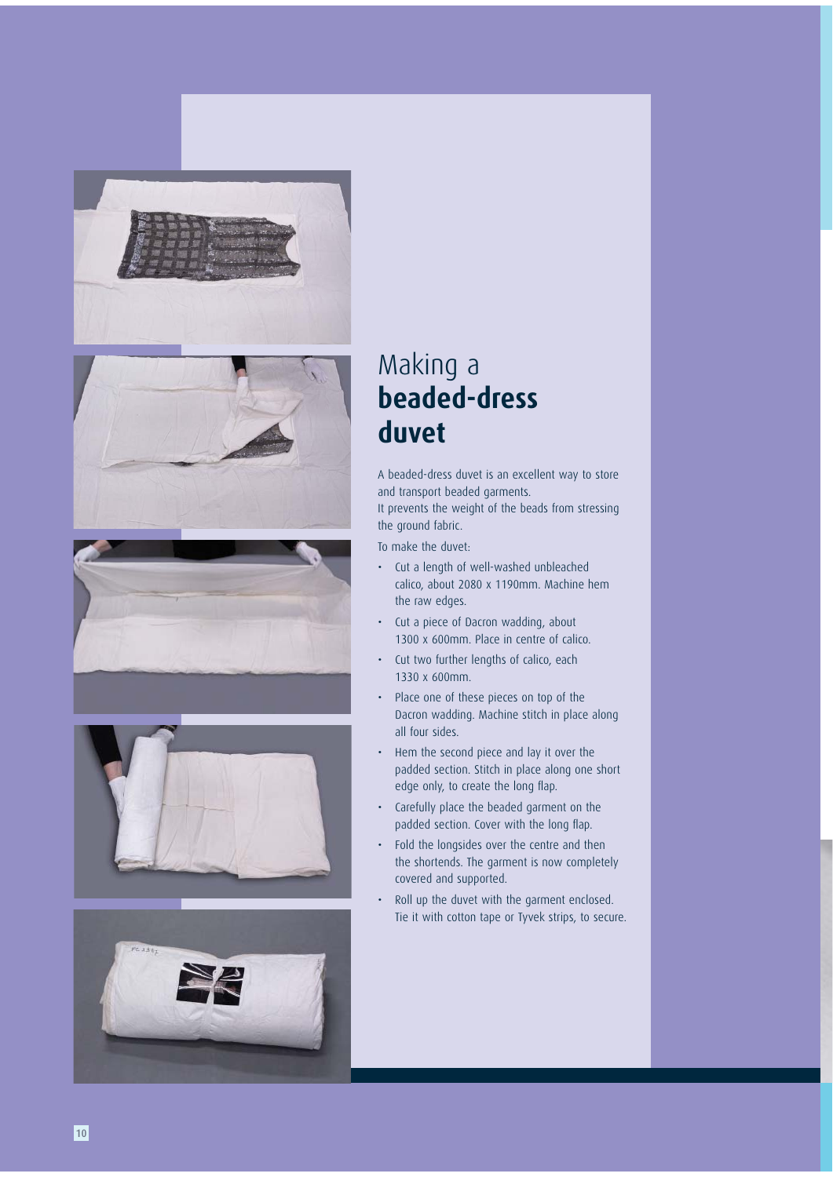# Making a **beaded-dress duvet**

A beaded-dress duvet is an excellent way to store and transport beaded garments.
It prevents the weight of the beads from stressing the ground fabric.

To make the duvet:

- Cut a length of well-washed unbleached calico, about 2080 x 1190mm. Machine hem the raw edges.
- Cut a piece of Dacron wadding, about 1300 x 600mm. Place in centre of calico.
- Cut two further lengths of calico, each 1330 x 600mm.
- Place one of these pieces on top of the Dacron wadding. Machine stitch in place along all four sides.
- Hem the second piece and lay it over the padded section. Stitch in place along one short edge only, to create the long flap.
- Carefully place the beaded garment on the padded section. Cover with the long flap.
- Fold the longsides over the centre and then the shortends. The garment is now completely covered and supported.
- Roll up the duvet with the garment enclosed. Tie it with cotton tape or Tyvek strips, to secure.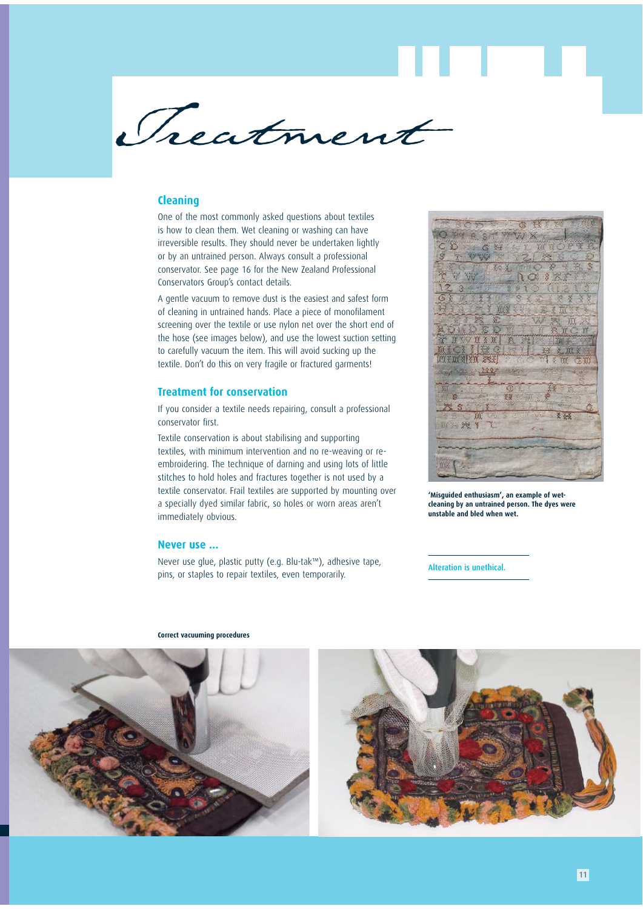# Treatment

## Cleaning

One of the most commonly asked questions about textiles is how to clean them. Wet cleaning or washing can have irreversible results. They should never be undertaken lightly or by an untrained person. Always consult a professional conservator. See page 16 for the New Zealand Professional Conservators Group's contact details.

A gentle vacuum to remove dust is the easiest and safest form of cleaning in untrained hands. Place a piece of monofilament screening over the textile or use nylon net over the short end of the hose (see images below), and use the lowest suction setting to carefully vacuum the item. This will avoid sucking up the textile. Don't do this on very fragile or fractured garments!

## Treatment for conservation

If you consider a textile needs repairing, consult a professional conservator first.

Textile conservation is about stabilising and supporting textiles, with minimum intervention and no re-weaving or re-embroidering. The technique of darning and using lots of little stitches to hold holes and fractures together is not used by a textile conservator. Frail textiles are supported by mounting over a specially dyed similar fabric, so holes or worn areas aren't immediately obvious.

## Never use ...

Never use glue, plastic putty (e.g. Blu-tak™), adhesive tape, pins, or staples to repair textiles, even temporarily.

**'Misguided enthusiasm', an example of wet-cleaning by an untrained person. The dyes were unstable and bled when wet.**

Alteration is unethical.

**Correct vacuuming procedures**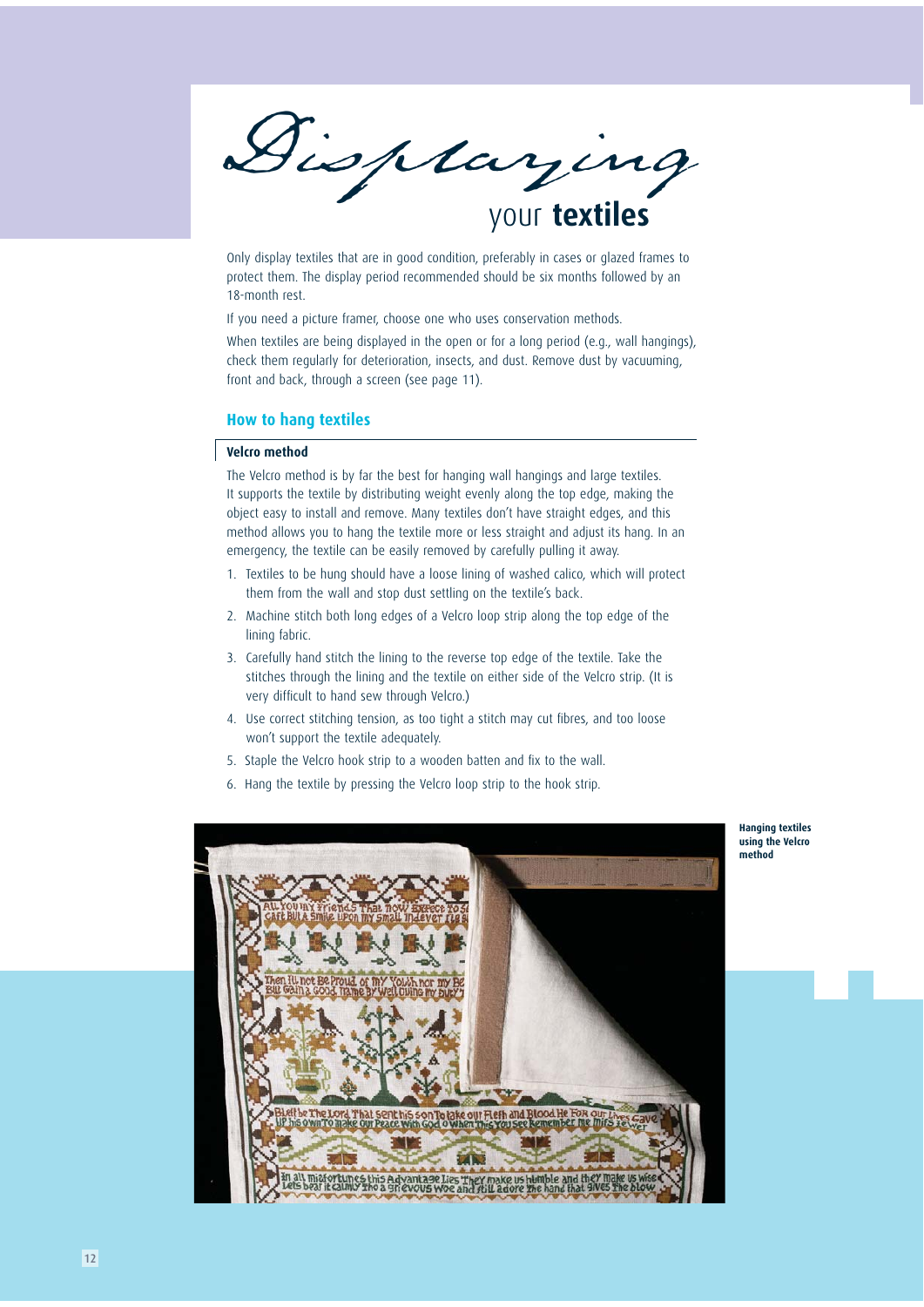# Displaying your textiles

Only display textiles that are in good condition, preferably in cases or glazed frames to protect them. The display period recommended should be six months followed by an 18-month rest.

If you need a picture framer, choose one who uses conservation methods.

When textiles are being displayed in the open or for a long period (e.g., wall hangings), check them regularly for deterioration, insects, and dust. Remove dust by vacuuming, front and back, through a screen (see page 11).

## How to hang textiles

### Velcro method

The Velcro method is by far the best for hanging wall hangings and large textiles. It supports the textile by distributing weight evenly along the top edge, making the object easy to install and remove. Many textiles don't have straight edges, and this method allows you to hang the textile more or less straight and adjust its hang. In an emergency, the textile can be easily removed by carefully pulling it away.

1. Textiles to be hung should have a loose lining of washed calico, which will protect them from the wall and stop dust settling on the textile's back.
2. Machine stitch both long edges of a Velcro loop strip along the top edge of the lining fabric.
3. Carefully hand stitch the lining to the reverse top edge of the textile. Take the stitches through the lining and the textile on either side of the Velcro strip. (It is very difficult to hand sew through Velcro.)
4. Use correct stitching tension, as too tight a stitch may cut fibres, and too loose won't support the textile adequately.
5. Staple the Velcro hook strip to a wooden batten and fix to the wall.
6. Hang the textile by pressing the Velcro loop strip to the hook strip.

**Hanging textiles using the Velcro method**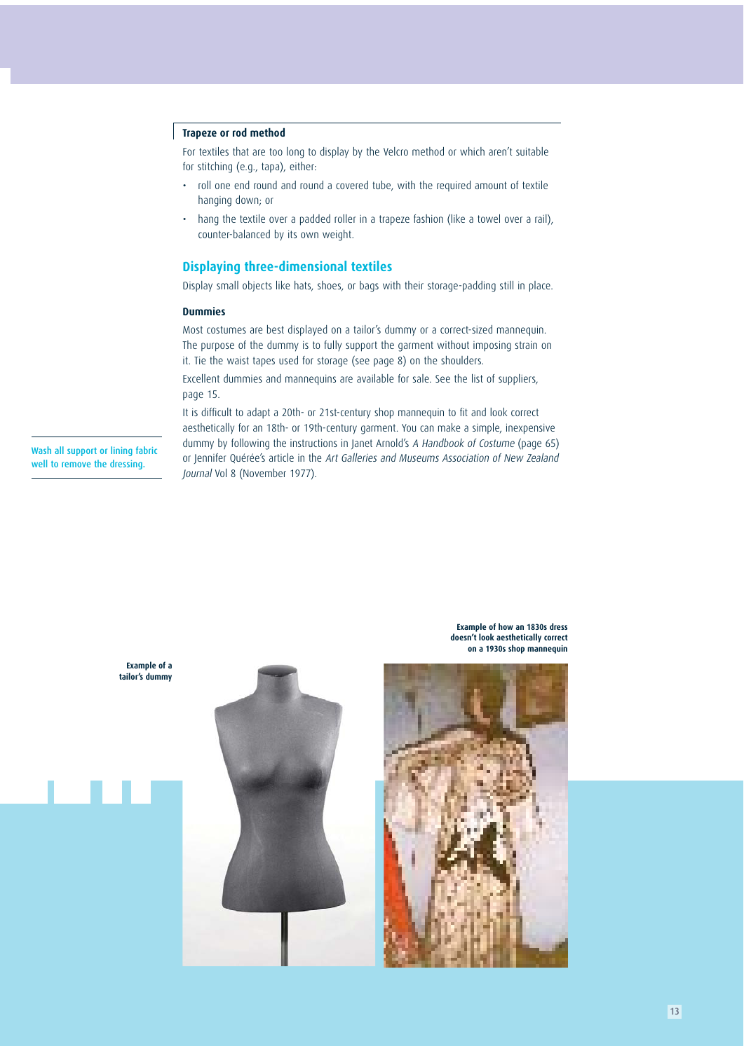### Trapeze or rod method

For textiles that are too long to display by the Velcro method or which aren't suitable for stitching (e.g., tapa), either:

- roll one end round and round a covered tube, with the required amount of textile hanging down; or
- hang the textile over a padded roller in a trapeze fashion (like a towel over a rail), counter-balanced by its own weight.

## Displaying three-dimensional textiles

Display small objects like hats, shoes, or bags with their storage-padding still in place.

### Dummies

Most costumes are best displayed on a tailor's dummy or a correct-sized mannequin. The purpose of the dummy is to fully support the garment without imposing strain on it. Tie the waist tapes used for storage (see page 8) on the shoulders.

Excellent dummies and mannequins are available for sale. See the list of suppliers, page 15.

It is difficult to adapt a 20th- or 21st-century shop mannequin to fit and look correct aesthetically for an 18th- or 19th-century garment. You can make a simple, inexpensive dummy by following the instructions in Janet Arnold's *A Handbook of Costume* (page 65) or Jennifer Quérée's article in the *Art Galleries and Museums Association of New Zealand Journal* Vol 8 (November 1977).

**Wash all support or lining fabric well to remove the dressing.**

**Example of a tailor's dummy**

**Example of how an 1830s dress doesn't look aesthetically correct on a 1930s shop mannequin**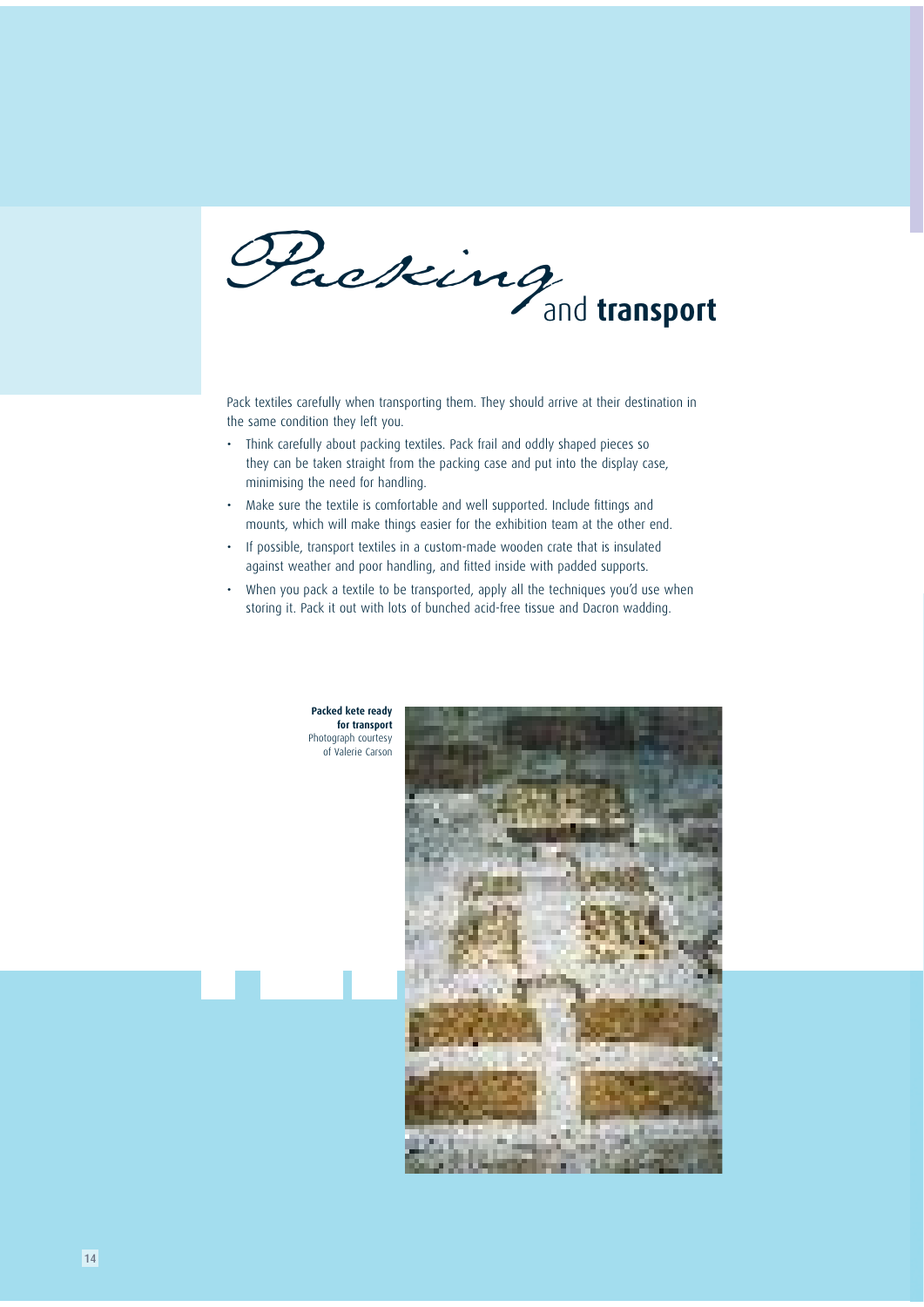# Packing and transport

Pack textiles carefully when transporting them. They should arrive at their destination in the same condition they left you.

- Think carefully about packing textiles. Pack frail and oddly shaped pieces so they can be taken straight from the packing case and put into the display case, minimising the need for handling.
- Make sure the textile is comfortable and well supported. Include fittings and mounts, which will make things easier for the exhibition team at the other end.
- If possible, transport textiles in a custom-made wooden crate that is insulated against weather and poor handling, and fitted inside with padded supports.
- When you pack a textile to be transported, apply all the techniques you'd use when storing it. Pack it out with lots of bunched acid-free tissue and Dacron wadding.

**Packed kete ready for transport**
Photograph courtesy of Valerie Carson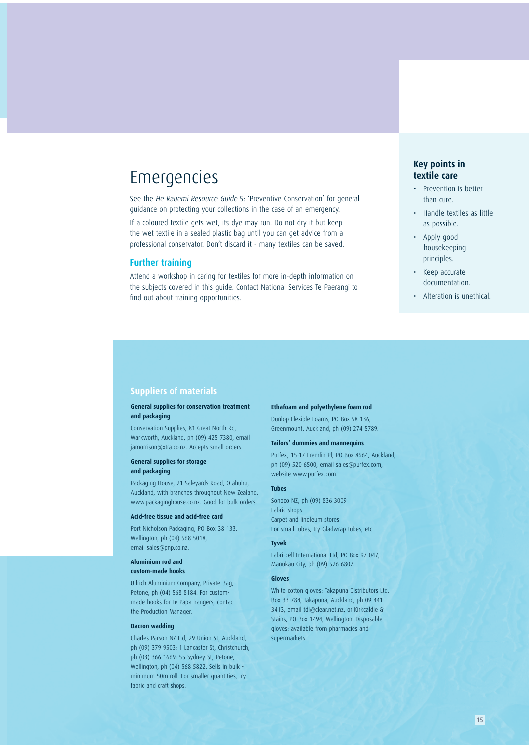# Emergencies

See the *He Rauemi Resource Guide* 5: 'Preventive Conservation' for general guidance on protecting your collections in the case of an emergency.

If a coloured textile gets wet, its dye may run. Do not dry it but keep the wet textile in a sealed plastic bag until you can get advice from a professional conservator. Don't discard it - many textiles can be saved.

## Further training

Attend a workshop in caring for textiles for more in-depth information on the subjects covered in this guide. Contact National Services Te Paerangi to find out about training opportunities.

### Key points in textile care

- Prevention is better than cure.
- Handle textiles as little as possible.
- Apply good housekeeping principles.
- Keep accurate documentation.
- Alteration is unethical.

## Suppliers of materials

**General supplies for conservation treatment and packaging**

Conservation Supplies, 81 Great North Rd, Warkworth, Auckland, ph (09) 425 7380, email jamorrison@xtra.co.nz. Accepts small orders.

**General supplies for storage and packaging**

Packaging House, 21 Saleyards Road, Otahuhu, Auckland, with branches throughout New Zealand. www.packaginghouse.co.nz. Good for bulk orders.

**Acid-free tissue and acid-free card**

Port Nicholson Packaging, PO Box 38 133, Wellington, ph (04) 568 5018, email sales@pnp.co.nz.

**Aluminium rod and custom-made hooks**

Ullrich Aluminium Company, Private Bag, Petone, ph (04) 568 8184. For custom-made hooks for Te Papa hangers, contact the Production Manager.

**Dacron wadding**

Charles Parson NZ Ltd, 29 Union St, Auckland, ph (09) 379 9503; 1 Lancaster St, Christchurch, ph (03) 366 1669; 55 Sydney St, Petone, Wellington, ph (04) 568 5822. Sells in bulk - minimum 50m roll. For smaller quantities, try fabric and craft shops.

**Ethafoam and polyethylene foam rod**

Dunlop Flexible Foams, PO Box 58 136, Greenmount, Auckland, ph (09) 274 5789.

**Tailors' dummies and mannequins**

Purfex, 15-17 Fremlin Pl, PO Box 8664, Auckland, ph (09) 520 6500, email sales@purfex.com, website www.purfex.com.

**Tubes**

Sonoco NZ, ph (09) 836 3009
Fabric shops
Carpet and linoleum stores
For small tubes, try Gladwrap tubes, etc.

**Tyvek**

Fabri-cell International Ltd, PO Box 97 047, Manukau City, ph (09) 526 6807.

**Gloves**

White cotton gloves: Takapuna Distributors Ltd, Box 33 784, Takapuna, Auckland, ph 09 441 3413, email tdl@clear.net.nz, or Kirkcaldie & Stains, PO Box 1494, Wellington. Disposable gloves: available from pharmacies and supermarkets.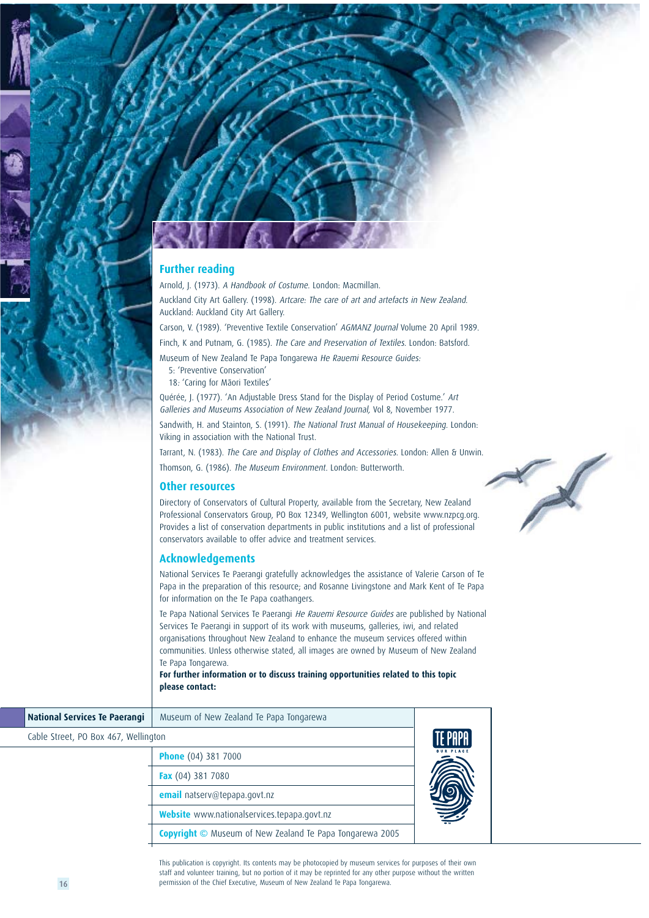## Further reading

Arnold, J. (1973). *A Handbook of Costume*. London: Macmillan.

Auckland City Art Gallery. (1998). *Artcare: The care of art and artefacts in New Zealand.* Auckland: Auckland City Art Gallery.

Carson, V. (1989). 'Preventive Textile Conservation' *AGMANZ Journal* Volume 20 April 1989.

Finch, K and Putnam, G. (1985). *The Care and Preservation of Textiles*. London: Batsford.

Museum of New Zealand Te Papa Tongarewa *He Rauemi Resource Guides:*

- 5: 'Preventive Conservation'
- 18: 'Caring for Māori Textiles'

Quérée, J. (1977). 'An Adjustable Dress Stand for the Display of Period Costume.' *Art Galleries and Museums Association of New Zealand Journal*, Vol 8, November 1977.

Sandwith, H. and Stainton, S. (1991). *The National Trust Manual of Housekeeping*. London: Viking in association with the National Trust.

Tarrant, N. (1983). *The Care and Display of Clothes and Accessories*. London: Allen & Unwin.

Thomson, G. (1986). *The Museum Environment*. London: Butterworth.

## Other resources

Directory of Conservators of Cultural Property, available from the Secretary, New Zealand Professional Conservators Group, PO Box 12349, Wellington 6001, website www.nzpcg.org. Provides a list of conservation departments in public institutions and a list of professional conservators available to offer advice and treatment services.

## Acknowledgements

National Services Te Paerangi gratefully acknowledges the assistance of Valerie Carson of Te Papa in the preparation of this resource; and Rosanne Livingstone and Mark Kent of Te Papa for information on the Te Papa coathangers.

Te Papa National Services Te Paerangi *He Rauemi Resource Guides* are published by National Services Te Paerangi in support of its work with museums, galleries, iwi, and related organisations throughout New Zealand to enhance the museum services offered within communities. Unless otherwise stated, all images are owned by Museum of New Zealand Te Papa Tongarewa.

**For further information or to discuss training opportunities related to this topic please contact:**

**National Services Te Paerangi** Museum of New Zealand Te Papa Tongarewa

Cable Street, PO Box 467, Wellington

**Phone** (04) 381 7000

**Fax** (04) 381 7080

**email** natserv@tepapa.govt.nz

**Website** www.nationalservices.tepapa.govt.nz

**Copyright** © Museum of New Zealand Te Papa Tongarewa 2005

TE PAPA OUR PLACE

This publication is copyright. Its contents may be photocopied by museum services for purposes of their own staff and volunteer training, but no portion of it may be reprinted for any other purpose without the written permission of the Chief Executive, Museum of New Zealand Te Papa Tongarewa.